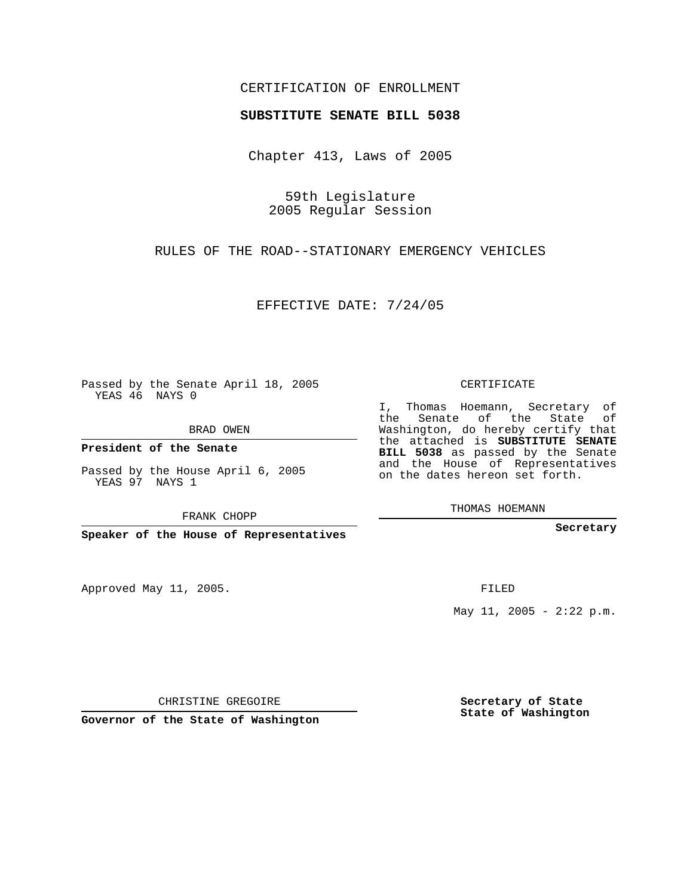CERTIFICATION OF ENROLLMENT

**SUBSTITUTE SENATE BILL 5038**

Chapter 413, Laws of 2005

59th Legislature
2005 Regular Session

RULES OF THE ROAD--STATIONARY EMERGENCY VEHICLES

EFFECTIVE DATE: 7/24/05

Passed by the Senate April 18, 2005
YEAS 46 NAYS 0

BRAD OWEN

**President of the Senate**

Passed by the House April 6, 2005
YEAS 97 NAYS 1

FRANK CHOPP

**Speaker of the House of Representatives**

Approved May 11, 2005.

CHRISTINE GREGOIRE

**Governor of the State of Washington**

CERTIFICATE

I, Thomas Hoemann, Secretary of the Senate of the State of Washington, do hereby certify that the attached is **SUBSTITUTE SENATE BILL 5038** as passed by the Senate and the House of Representatives on the dates hereon set forth.

THOMAS HOEMANN

**Secretary**

FILED

May 11, 2005 - 2:22 p.m.

**Secretary of State**
**State of Washington**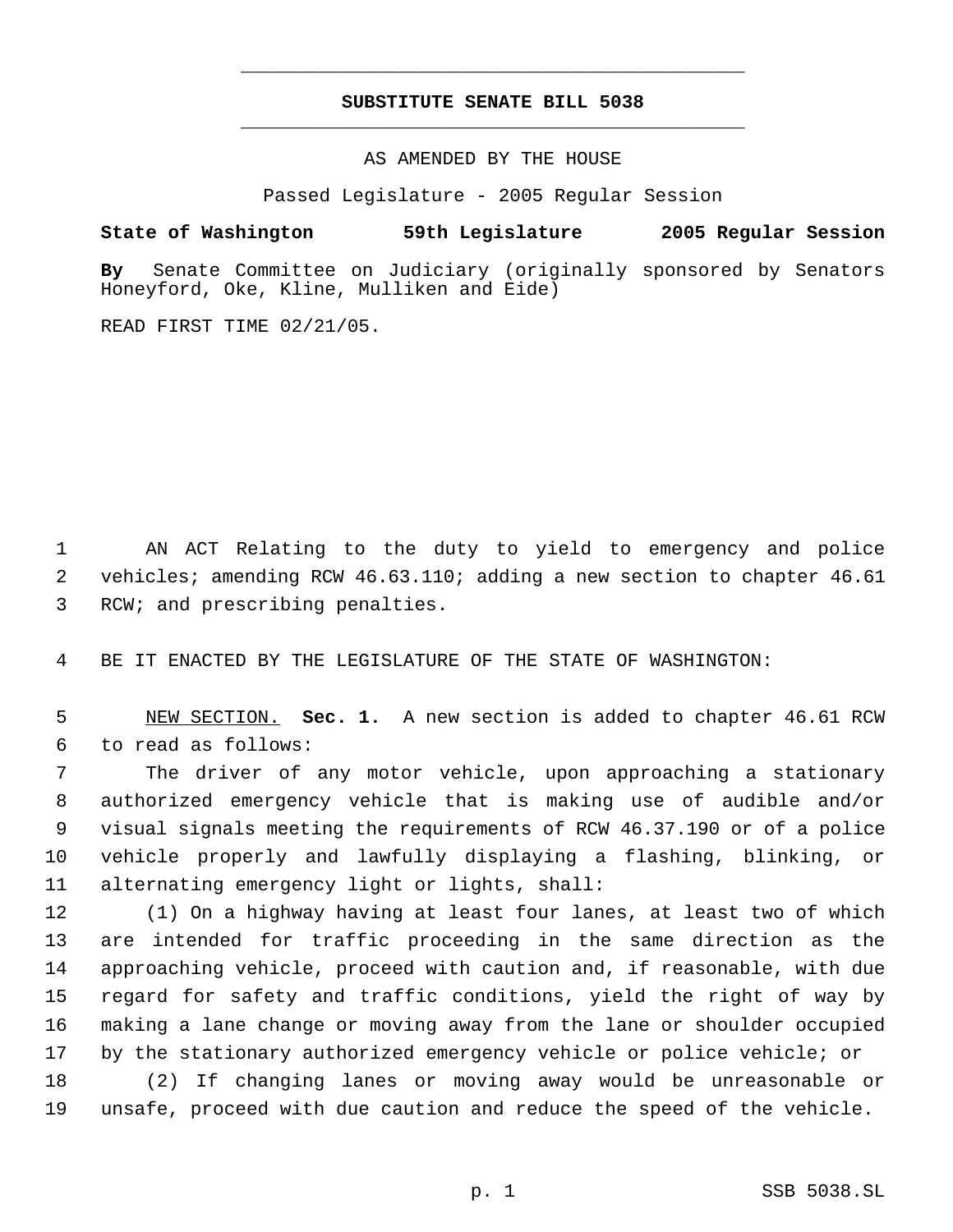# SUBSTITUTE SENATE BILL 5038

AS AMENDED BY THE HOUSE

Passed Legislature - 2005 Regular Session

**State of Washington 59th Legislature 2005 Regular Session**

**By** Senate Committee on Judiciary (originally sponsored by Senators Honeyford, Oke, Kline, Mulliken and Eide)

READ FIRST TIME 02/21/05.

AN ACT Relating to the duty to yield to emergency and police vehicles; amending RCW 46.63.110; adding a new section to chapter 46.61 RCW; and prescribing penalties.

BE IT ENACTED BY THE LEGISLATURE OF THE STATE OF WASHINGTON:

NEW SECTION. **Sec. 1.** A new section is added to chapter 46.61 RCW to read as follows:

The driver of any motor vehicle, upon approaching a stationary authorized emergency vehicle that is making use of audible and/or visual signals meeting the requirements of RCW 46.37.190 or of a police vehicle properly and lawfully displaying a flashing, blinking, or alternating emergency light or lights, shall:

(1) On a highway having at least four lanes, at least two of which are intended for traffic proceeding in the same direction as the approaching vehicle, proceed with caution and, if reasonable, with due regard for safety and traffic conditions, yield the right of way by making a lane change or moving away from the lane or shoulder occupied by the stationary authorized emergency vehicle or police vehicle; or

(2) If changing lanes or moving away would be unreasonable or unsafe, proceed with due caution and reduce the speed of the vehicle.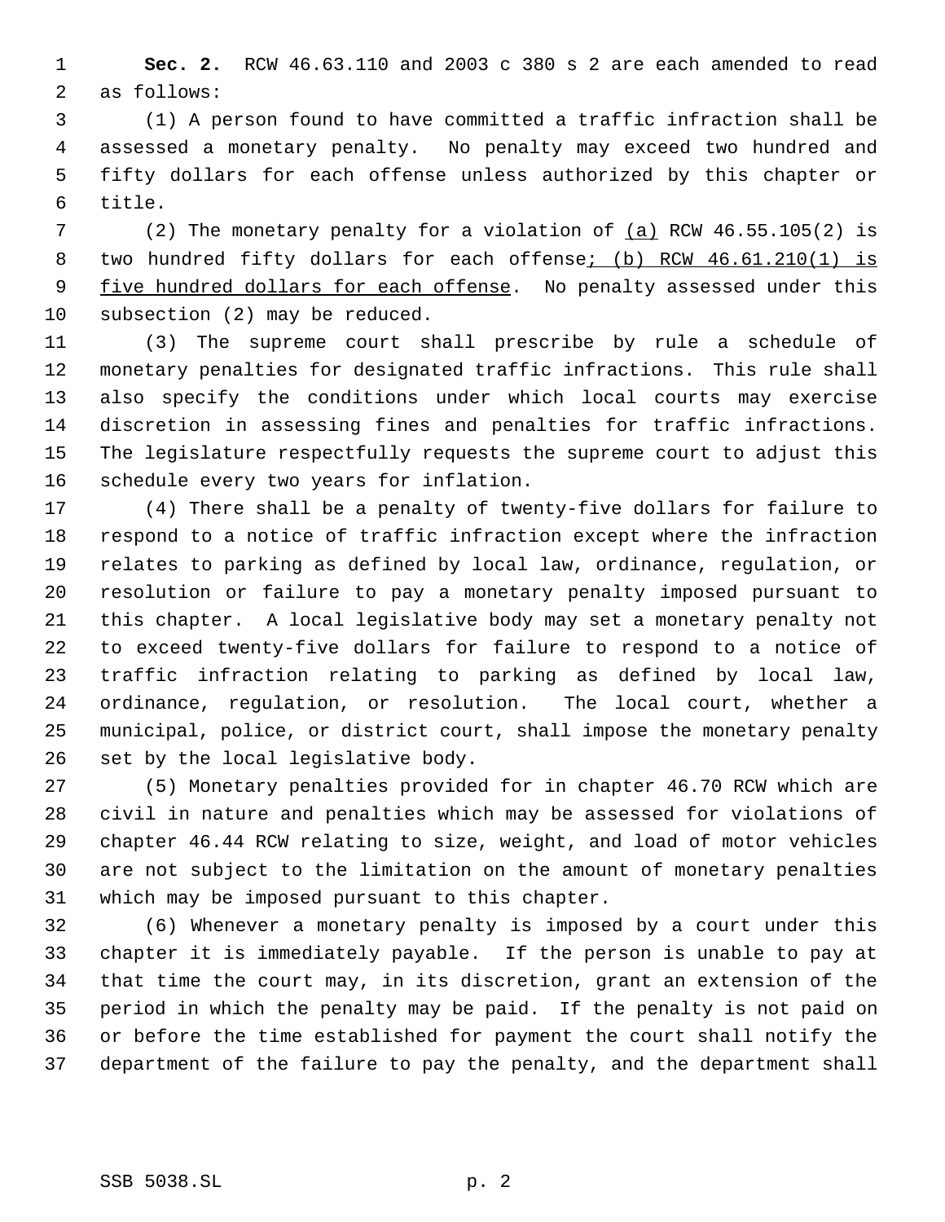**Sec. 2.** RCW 46.63.110 and 2003 c 380 s 2 are each amended to read as follows:

(1) A person found to have committed a traffic infraction shall be assessed a monetary penalty. No penalty may exceed two hundred and fifty dollars for each offense unless authorized by this chapter or title.

(2) The monetary penalty for a violation of <u>(a)</u> RCW 46.55.105(2) is two hundred fifty dollars for each offense<u>; (b) RCW 46.61.210(1) is five hundred dollars for each offense</u>. No penalty assessed under this subsection (2) may be reduced.

(3) The supreme court shall prescribe by rule a schedule of monetary penalties for designated traffic infractions. This rule shall also specify the conditions under which local courts may exercise discretion in assessing fines and penalties for traffic infractions. The legislature respectfully requests the supreme court to adjust this schedule every two years for inflation.

(4) There shall be a penalty of twenty-five dollars for failure to respond to a notice of traffic infraction except where the infraction relates to parking as defined by local law, ordinance, regulation, or resolution or failure to pay a monetary penalty imposed pursuant to this chapter. A local legislative body may set a monetary penalty not to exceed twenty-five dollars for failure to respond to a notice of traffic infraction relating to parking as defined by local law, ordinance, regulation, or resolution. The local court, whether a municipal, police, or district court, shall impose the monetary penalty set by the local legislative body.

(5) Monetary penalties provided for in chapter 46.70 RCW which are civil in nature and penalties which may be assessed for violations of chapter 46.44 RCW relating to size, weight, and load of motor vehicles are not subject to the limitation on the amount of monetary penalties which may be imposed pursuant to this chapter.

(6) Whenever a monetary penalty is imposed by a court under this chapter it is immediately payable. If the person is unable to pay at that time the court may, in its discretion, grant an extension of the period in which the penalty may be paid. If the penalty is not paid on or before the time established for payment the court shall notify the department of the failure to pay the penalty, and the department shall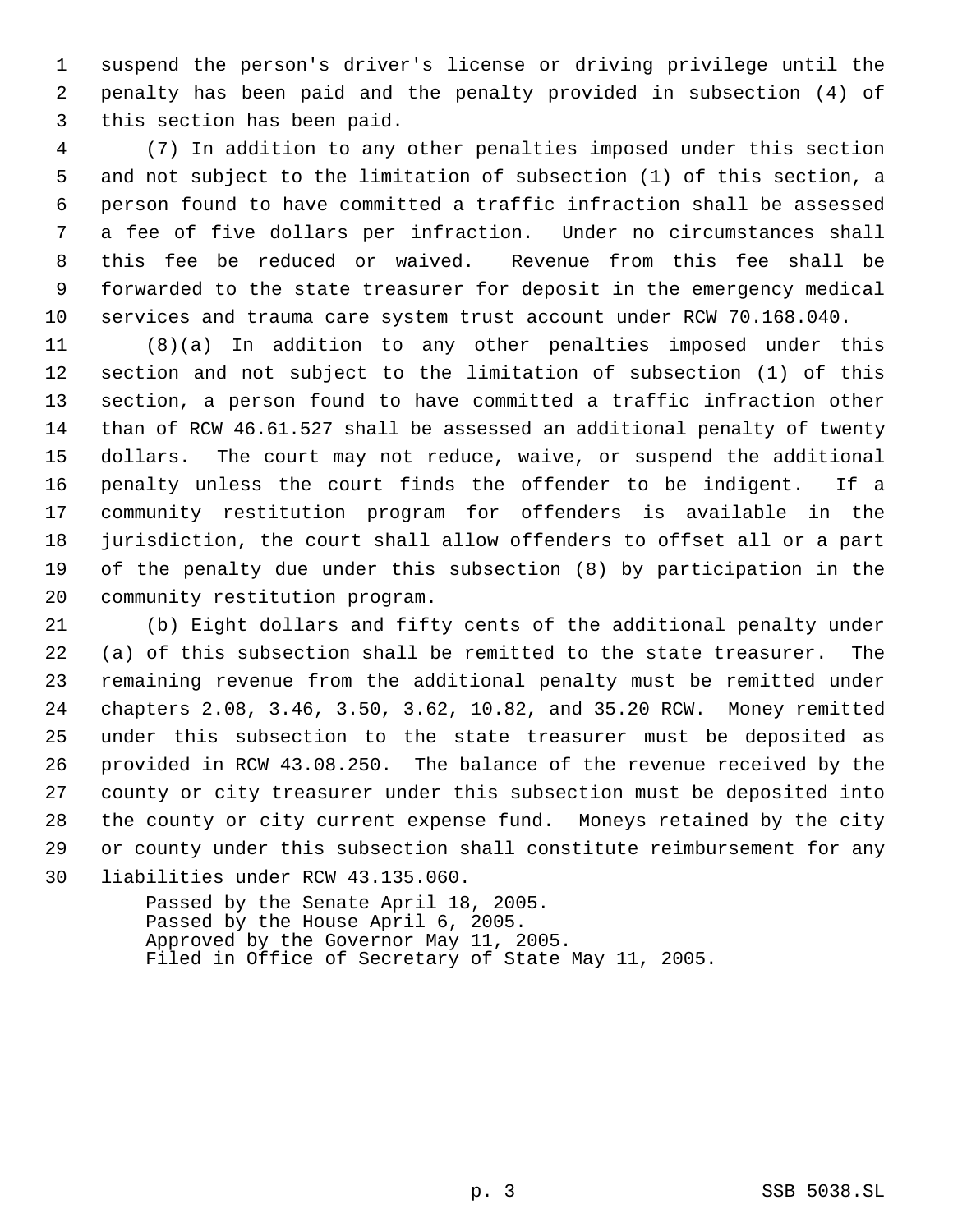suspend the person's driver's license or driving privilege until the penalty has been paid and the penalty provided in subsection (4) of this section has been paid.

(7) In addition to any other penalties imposed under this section and not subject to the limitation of subsection (1) of this section, a person found to have committed a traffic infraction shall be assessed a fee of five dollars per infraction. Under no circumstances shall this fee be reduced or waived. Revenue from this fee shall be forwarded to the state treasurer for deposit in the emergency medical services and trauma care system trust account under RCW 70.168.040.

(8)(a) In addition to any other penalties imposed under this section and not subject to the limitation of subsection (1) of this section, a person found to have committed a traffic infraction other than of RCW 46.61.527 shall be assessed an additional penalty of twenty dollars. The court may not reduce, waive, or suspend the additional penalty unless the court finds the offender to be indigent. If a community restitution program for offenders is available in the jurisdiction, the court shall allow offenders to offset all or a part of the penalty due under this subsection (8) by participation in the community restitution program.

(b) Eight dollars and fifty cents of the additional penalty under (a) of this subsection shall be remitted to the state treasurer. The remaining revenue from the additional penalty must be remitted under chapters 2.08, 3.46, 3.50, 3.62, 10.82, and 35.20 RCW. Money remitted under this subsection to the state treasurer must be deposited as provided in RCW 43.08.250. The balance of the revenue received by the county or city treasurer under this subsection must be deposited into the county or city current expense fund. Moneys retained by the city or county under this subsection shall constitute reimbursement for any liabilities under RCW 43.135.060.

Passed by the Senate April 18, 2005.
Passed by the House April 6, 2005.
Approved by the Governor May 11, 2005.
Filed in Office of Secretary of State May 11, 2005.